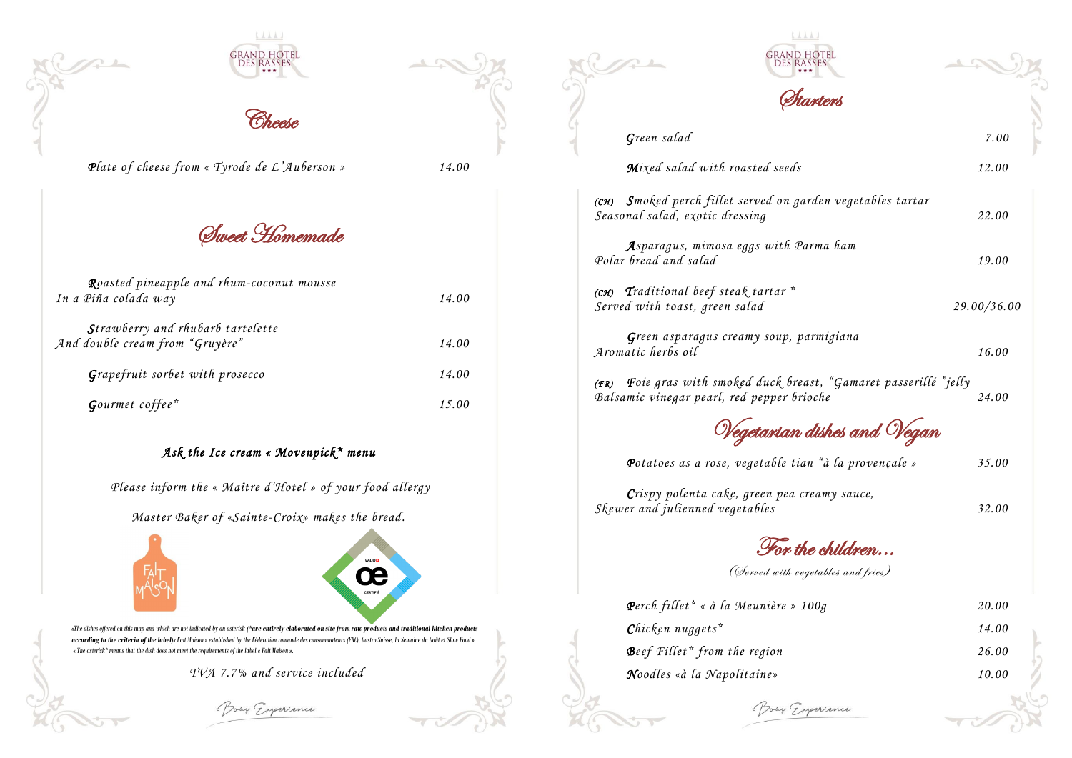GRAND HÔTEL DES RASSES

# Cheese

| | |
|---|---|
| Plate of cheese from « Tyrode de L'Auberson » | 14.00 |

# Sweet Homemade

| | |
|---|---|
| Roasted pineapple and rhum-coconut mousse<br>In a Piña colada way | 14.00 |
| Strawberry and rhubarb tartelette<br>And double cream from "Gruyère" | 14.00 |
| Grapefruit sorbet with prosecco | 14.00 |
| Gourmet coffee* | 15.00 |

**Ask the Ice cream « Movenpick* menu**

*Please inform the « Maître d'Hotel » of your food allergy*

*Master Baker of «Sainte-Croix» makes the bread.*

FAIT MAISON

VAUD CERTIFIÉ

«The dishes offered on this map and which are not indicated by an asterisk (*are entirely elaborated on site from raw products and traditional kitchen products according to the criteria of the label)» Fait Maison » established by the Fédération romande des consommateurs (FRC), Gastro Suisse, la Semaine du Goût et Slow Food ».
« The asterisk* means that the dish does not meet the requirements of the label « Fait Maison ».

TVA 7.7% and service included

Boas Experience

GRAND HÔTEL DES RASSES

# Starters

| | |
|---|---|
| Green salad | 7.00 |
| Mixed salad with roasted seeds | 12.00 |
| (CH) Smoked perch fillet served on garden vegetables tartar<br>Seasonal salad, exotic dressing | 22.00 |
| Asparagus, mimosa eggs with Parma ham<br>Polar bread and salad | 19.00 |
| (CH) Traditional beef steak tartar *<br>Served with toast, green salad | 29.00/36.00 |
| Green asparagus creamy soup, parmigiana<br>Aromatic herbs oil | 16.00 |
| (FR) Foie gras with smoked duck breast, "Gamaret passerillé "jelly<br>Balsamic vinegar pearl, red pepper brioche | 24.00 |

# Vegetarian dishes and Vegan

| | |
|---|---|
| Potatoes as a rose, vegetable tian "à la provençale » | 35.00 |
| Crispy polenta cake, green pea creamy sauce,<br>Skewer and julienned vegetables | 32.00 |

# For the children...

(Served with vegetables and fries)

| | |
|---|---|
| Perch fillet* « à la Meunière » 100g | 20.00 |
| Chicken nuggets* | 14.00 |
| Beef Fillet* from the region | 26.00 |
| Noodles «à la Napolitaine» | 10.00 |

Boas Experience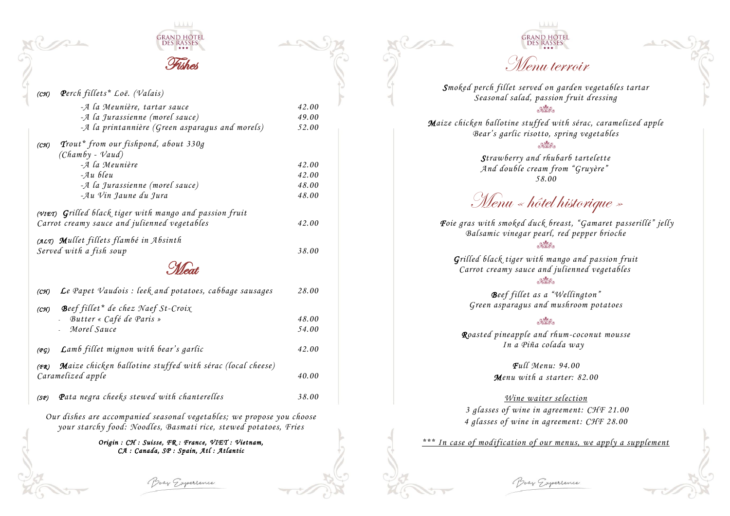# Fishes

**(CH) Perch fillets* Loë. (Valais)**

| | |
|---|---|
| -A la Meunière, tartar sauce | 42.00 |
| -A la Jurassienne (morel sauce) | 49.00 |
| -A la printannière (Green asparagus and morels) | 52.00 |

**(CH) Trout* from our fishpond, about 330g (Chamby - Vaud)**

| | |
|---|---|
| -A la Meunière | 42.00 |
| -Au bleu | 42.00 |
| -A la Jurassienne (morel sauce) | 48.00 |
| -Au Vin Jaune du Jura | 48.00 |

**(VIET) Grilled black tiger with mango and passion fruit**
Carrot creamy sauce and julienned vegetables — 42.00

**(ALT) Mullet fillets flambé in Absinth**
Served with a fish soup — 38.00

# Meat

**(CH) Le Papet Vaudois : leek and potatoes, cabbage sausages** — 28.00

**(CH) Beef fillet* de chez Naef St-Croix**

| | |
|---|---|
| - Butter « Café de Paris » | 48.00 |
| - Morel Sauce | 54.00 |

**(PG) Lamb fillet mignon with bear's garlic** — 42.00

**(FR) Maize chicken ballotine stuffed with sérac (local cheese)**
Caramelized apple — 40.00

**(SP) Pata negra cheeks stewed with chanterelles** — 38.00

*Our dishes are accompanied seasonal vegetables; we propose you choose your starchy food: Noodles, Basmati rice, stewed potatoes, Fries*

**Origin : CH : Suisse, FR : France, VIET : Vietnam, CA : Canada, SP : Spain, Atl : Atlantic**

# Menu terroir

**Smoked perch fillet served on garden vegetables tartar**
Seasonal salad, passion fruit dressing

**Maize chicken ballotine stuffed with sérac, caramelized apple**
Bear's garlic risotto, spring vegetables

**Strawberry and rhubarb tartelette**
And double cream from "Gruyère"
58.00

# Menu « hôtel historique »

**Foie gras with smoked duck breast, "Gamaret passerillé" jelly**
Balsamic vinegar pearl, red pepper brioche

**Grilled black tiger with mango and passion fruit**
Carrot creamy sauce and julienned vegetables

**Beef fillet as a "Wellington"**
Green asparagus and mushroom potatoes

**Roasted pineapple and rhum-coconut mousse**
In a Piña colada way

**Full Menu: 94.00**
**Menu with a starter: 82.00**

Wine waiter selection
3 glasses of wine in agreement: CHF 21.00
4 glasses of wine in agreement: CHF 28.00

*** In case of modification of our menus, we apply a supplement